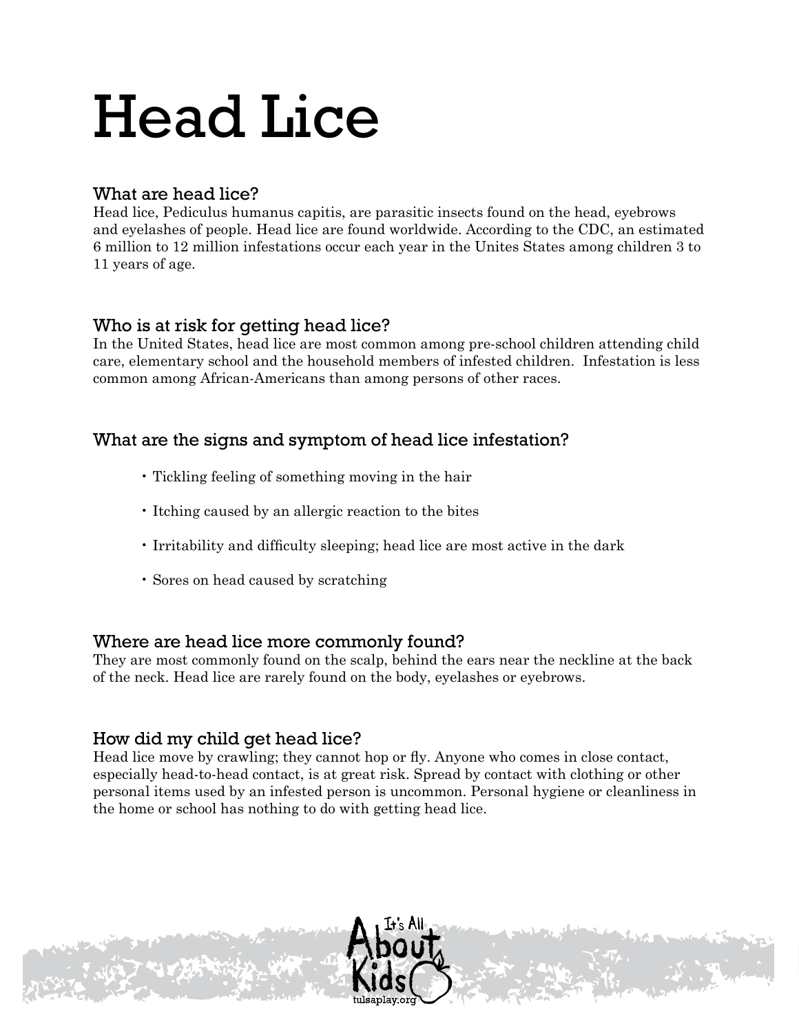# Head Lice

## What are head lice?

Head lice, Pediculus humanus capitis, are parasitic insects found on the head, eyebrows and eyelashes of people. Head lice are found worldwide. According to the CDC, an estimated 6 million to 12 million infestations occur each year in the Unites States among children 3 to 11 years of age.

## Who is at risk for getting head lice?

In the United States, head lice are most common among pre-school children attending child care, elementary school and the household members of infested children. Infestation is less common among African-Americans than among persons of other races.

## What are the signs and symptom of head lice infestation?

- Tickling feeling of something moving in the hair
- Itching caused by an allergic reaction to the bites
- Irritability and difficulty sleeping; head lice are most active in the dark
- Sores on head caused by scratching

## Where are head lice more commonly found?

They are most commonly found on the scalp, behind the ears near the neckline at the back of the neck. Head lice are rarely found on the body, eyelashes or eyebrows.

## How did my child get head lice?

Head lice move by crawling; they cannot hop or fly. Anyone who comes in close contact, especially head-to-head contact, is at great risk. Spread by contact with clothing or other personal items used by an infested person is uncommon. Personal hygiene or cleanliness in the home or school has nothing to do with getting head lice.

It's All About Kids
tulsaplay.org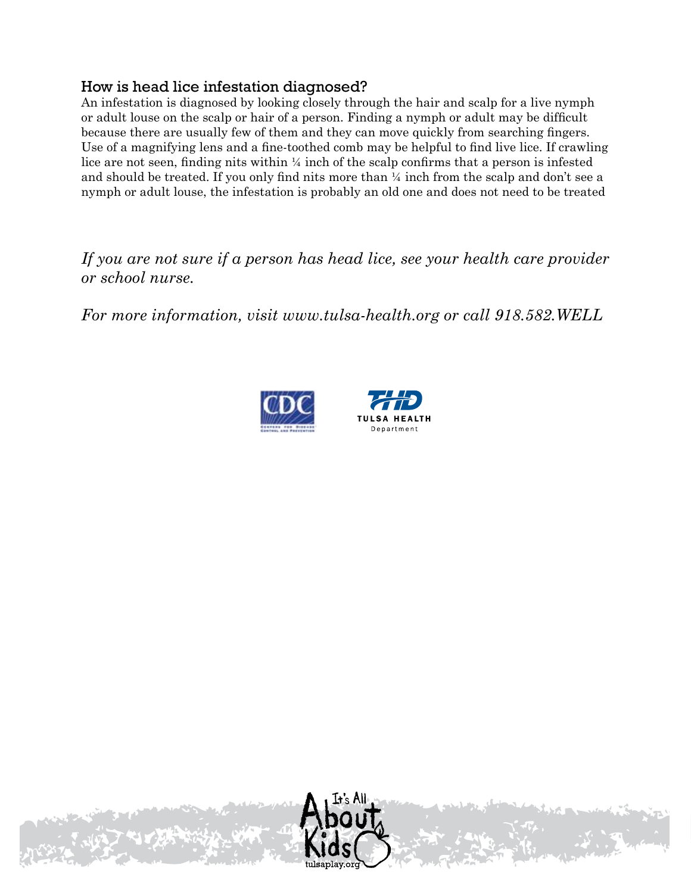## How is head lice infestation diagnosed?

An infestation is diagnosed by looking closely through the hair and scalp for a live nymph or adult louse on the scalp or hair of a person. Finding a nymph or adult may be difficult because there are usually few of them and they can move quickly from searching fingers. Use of a magnifying lens and a fine-toothed comb may be helpful to find live lice. If crawling lice are not seen, finding nits within ¼ inch of the scalp confirms that a person is infested and should be treated. If you only find nits more than ¼ inch from the scalp and don't see a nymph or adult louse, the infestation is probably an old one and does not need to be treated

*If you are not sure if a person has head lice, see your health care provider or school nurse.*

*For more information, visit www.tulsa-health.org or call 918.582.WELL*

CDC

THD
TULSA HEALTH
Department

It's All About Kids
tulsaplay.org